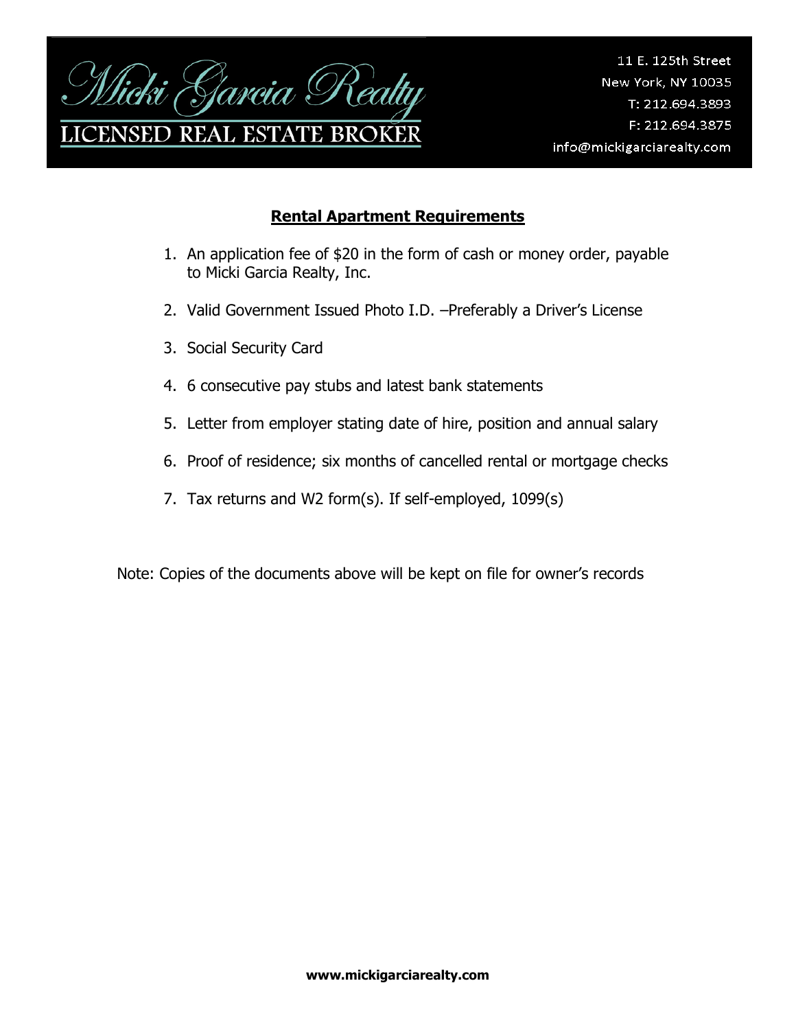# Micki Garcia Realty

**LICENSED REAL ESTATE BROKER**

11 E. 125th Street
New York, NY 10035
T: 212.694.3893
F: 212.694.3875
info@mickigarciarealty.com

## Rental Apartment Requirements

1. An application fee of $20 in the form of cash or money order, payable to Micki Garcia Realty, Inc.
2. Valid Government Issued Photo I.D. –Preferably a Driver's License
3. Social Security Card
4. 6 consecutive pay stubs and latest bank statements
5. Letter from employer stating date of hire, position and annual salary
6. Proof of residence; six months of cancelled rental or mortgage checks
7. Tax returns and W2 form(s). If self-employed, 1099(s)

Note: Copies of the documents above will be kept on file for owner's records

**www.mickigarciarealty.com**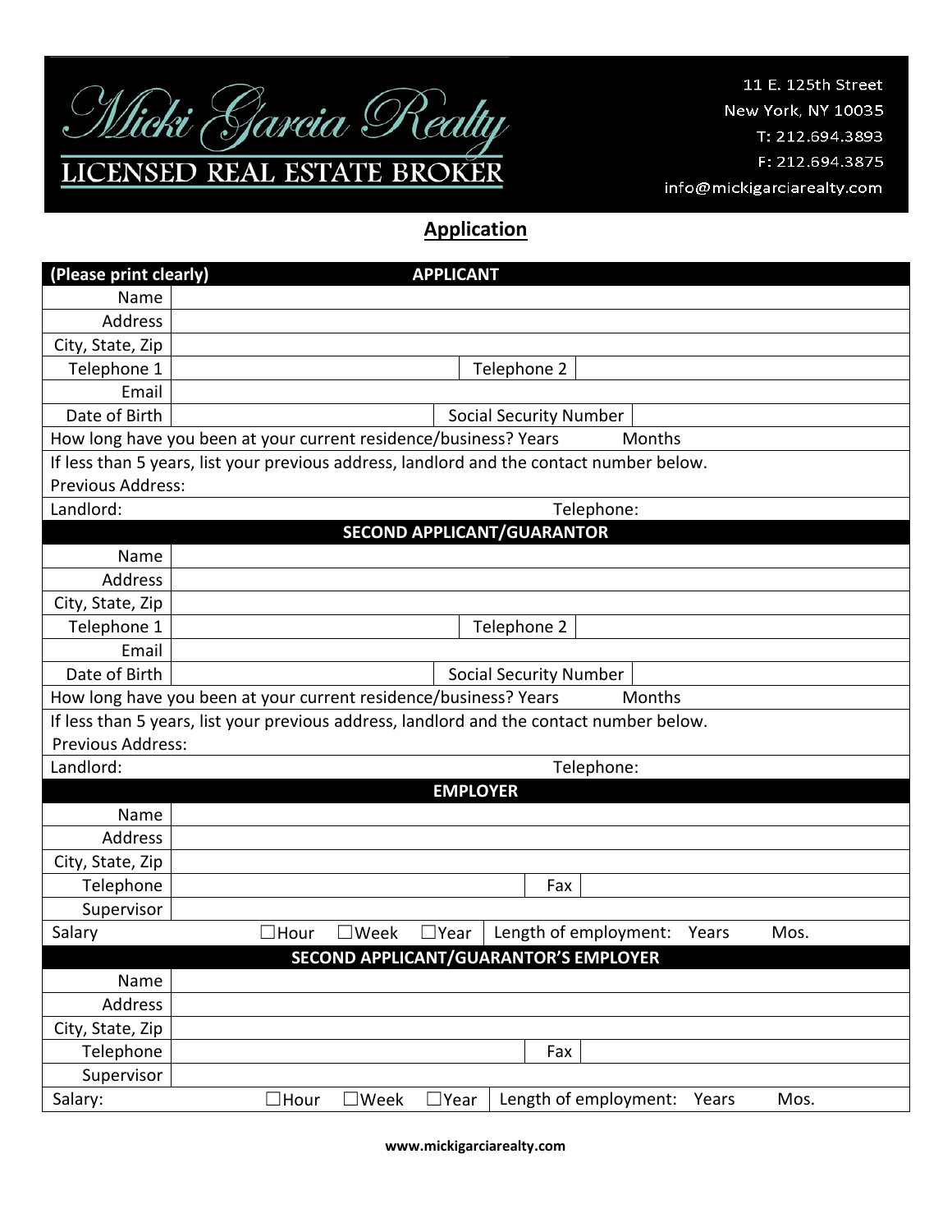Micki Garcia Realty
LICENSED REAL ESTATE BROKER

11 E. 125th Street
New York, NY 10035
T: 212.694.3893
F: 212.694.3875
info@mickigarciarealty.com

## Application

| (Please print clearly) | APPLICANT | | |
|---|---|---|---|
| Name | | | |
| Address | | | |
| City, State, Zip | | | |
| Telephone 1 | | Telephone 2 | |
| Email | | | |
| Date of Birth | | Social Security Number | |
| How long have you been at your current residence/business? Years Months | | | |
| If less than 5 years, list your previous address, landlord and the contact number below.<br>Previous Address: | | | |
| Landlord: | | Telephone: | |
| **SECOND APPLICANT/GUARANTOR** | | | |
| Name | | | |
| Address | | | |
| City, State, Zip | | | |
| Telephone 1 | | Telephone 2 | |
| Email | | | |
| Date of Birth | | Social Security Number | |
| How long have you been at your current residence/business? Years Months | | | |
| If less than 5 years, list your previous address, landlord and the contact number below.<br>Previous Address: | | | |
| Landlord: | | Telephone: | |
| **EMPLOYER** | | | |
| Name | | | |
| Address | | | |
| City, State, Zip | | | |
| Telephone | | Fax | |
| Supervisor | | | |
| Salary | ☐Hour ☐Week ☐Year | Length of employment: Years Mos. | |
| **SECOND APPLICANT/GUARANTOR'S EMPLOYER** | | | |
| Name | | | |
| Address | | | |
| City, State, Zip | | | |
| Telephone | | Fax | |
| Supervisor | | | |
| Salary: | ☐Hour ☐Week ☐Year | Length of employment: Years Mos. | |

**www.mickigarciarealty.com**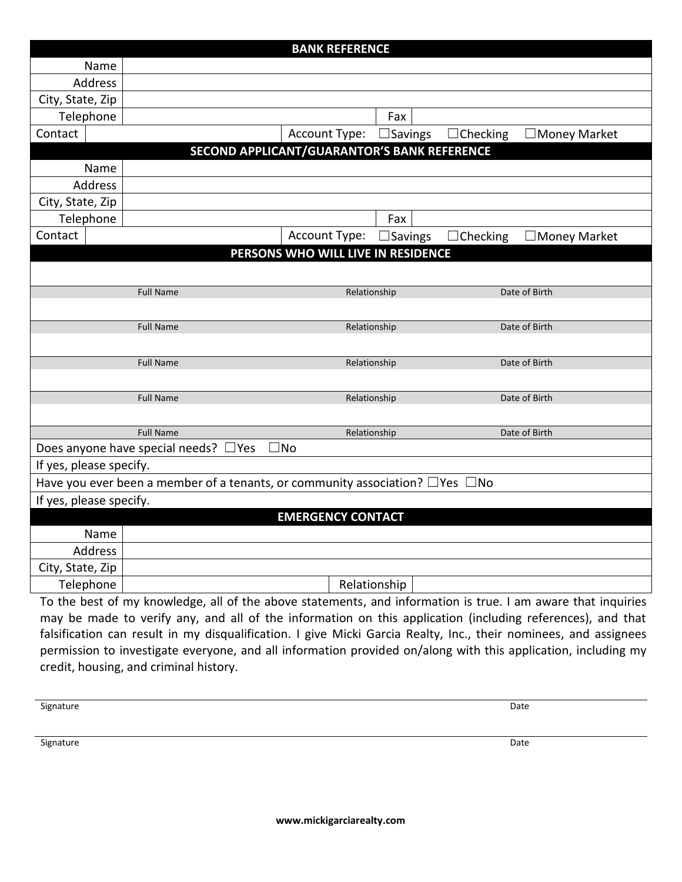## BANK REFERENCE

| | | | |
|---|---|---|---|
| Name | | | |
| Address | | | |
| City, State, Zip | | | |
| Telephone | | Fax | |
| Contact | | Account Type: | ☐Savings ☐Checking ☐Money Market |

## SECOND APPLICANT/GUARANTOR'S BANK REFERENCE

| | | | |
|---|---|---|---|
| Name | | | |
| Address | | | |
| City, State, Zip | | | |
| Telephone | | Fax | |
| Contact | | Account Type: | ☐Savings ☐Checking ☐Money Market |

## PERSONS WHO WILL LIVE IN RESIDENCE

| Full Name | Relationship | Date of Birth |
|---|---|---|
| | | |
| | | |
| | | |
| | | |
| | | |

Does anyone have special needs? ☐Yes ☐No

If yes, please specify.

Have you ever been a member of a tenants, or community association? ☐Yes ☐No

If yes, please specify.

## EMERGENCY CONTACT

| | | | |
|---|---|---|---|
| Name | | | |
| Address | | | |
| City, State, Zip | | | |
| Telephone | | Relationship | |

To the best of my knowledge, all of the above statements, and information is true. I am aware that inquiries may be made to verify any, and all of the information on this application (including references), and that falsification can result in my disqualification. I give Micki Garcia Realty, Inc., their nominees, and assignees permission to investigate everyone, and all information provided on/along with this application, including my credit, housing, and criminal history.

Signature Date

Signature Date

www.mickigarciarealty.com